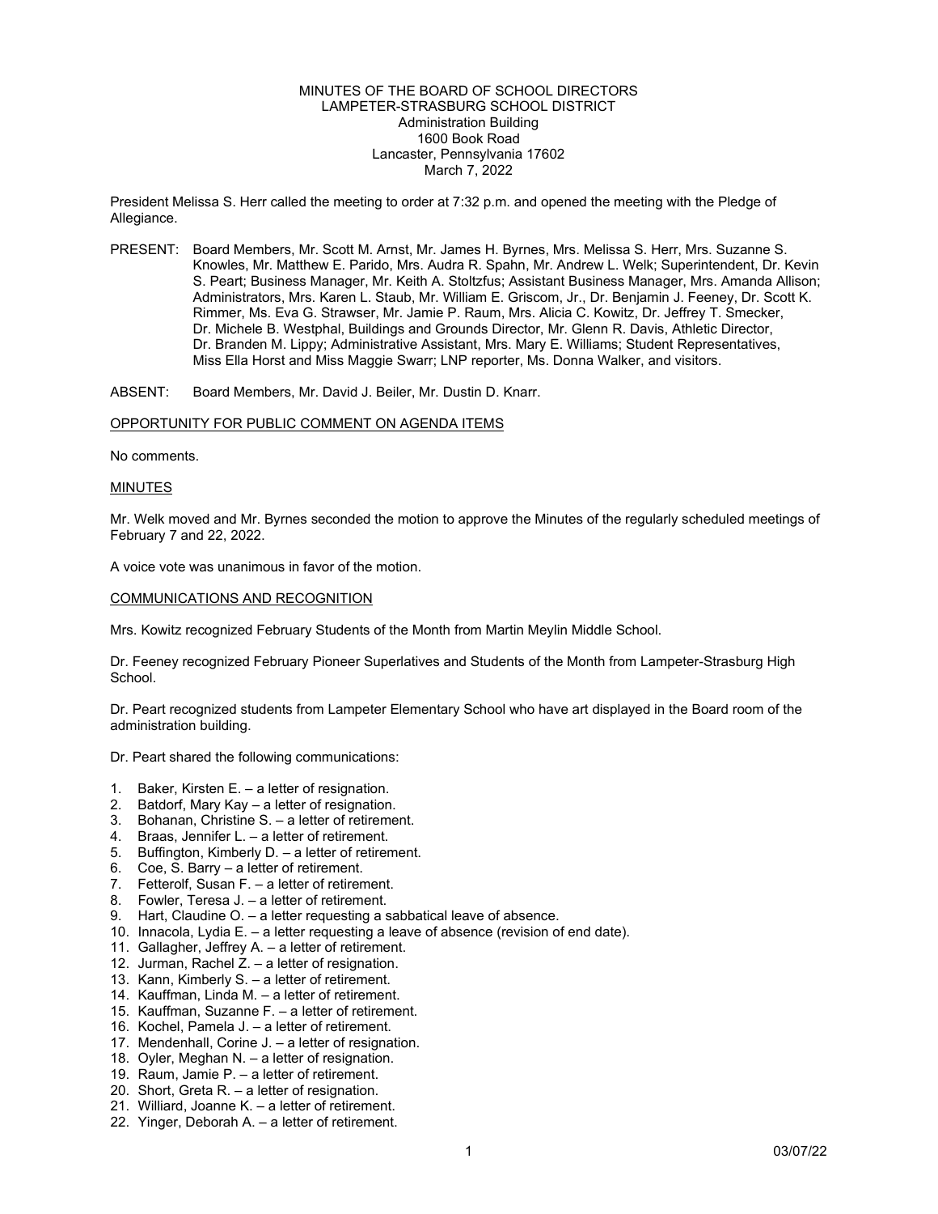MINUTES OF THE BOARD OF SCHOOL DIRECTORS
LAMPETER-STRASBURG SCHOOL DISTRICT
Administration Building
1600 Book Road
Lancaster, Pennsylvania 17602
March 7, 2022

President Melissa S. Herr called the meeting to order at 7:32 p.m. and opened the meeting with the Pledge of Allegiance.

PRESENT: Board Members, Mr. Scott M. Arnst, Mr. James H. Byrnes, Mrs. Melissa S. Herr, Mrs. Suzanne S. Knowles, Mr. Matthew E. Parido, Mrs. Audra R. Spahn, Mr. Andrew L. Welk; Superintendent, Dr. Kevin S. Peart; Business Manager, Mr. Keith A. Stoltzfus; Assistant Business Manager, Mrs. Amanda Allison; Administrators, Mrs. Karen L. Staub, Mr. William E. Griscom, Jr., Dr. Benjamin J. Feeney, Dr. Scott K. Rimmer, Ms. Eva G. Strawser, Mr. Jamie P. Raum, Mrs. Alicia C. Kowitz, Dr. Jeffrey T. Smecker, Dr. Michele B. Westphal, Buildings and Grounds Director, Mr. Glenn R. Davis, Athletic Director, Dr. Branden M. Lippy; Administrative Assistant, Mrs. Mary E. Williams; Student Representatives, Miss Ella Horst and Miss Maggie Swarr; LNP reporter, Ms. Donna Walker, and visitors.

ABSENT: Board Members, Mr. David J. Beiler, Mr. Dustin D. Knarr.

OPPORTUNITY FOR PUBLIC COMMENT ON AGENDA ITEMS

No comments.

MINUTES

Mr. Welk moved and Mr. Byrnes seconded the motion to approve the Minutes of the regularly scheduled meetings of February 7 and 22, 2022.

A voice vote was unanimous in favor of the motion.

COMMUNICATIONS AND RECOGNITION

Mrs. Kowitz recognized February Students of the Month from Martin Meylin Middle School.

Dr. Feeney recognized February Pioneer Superlatives and Students of the Month from Lampeter-Strasburg High School.

Dr. Peart recognized students from Lampeter Elementary School who have art displayed in the Board room of the administration building.

Dr. Peart shared the following communications:

1. Baker, Kirsten E. – a letter of resignation.
2. Batdorf, Mary Kay – a letter of resignation.
3. Bohanan, Christine S. – a letter of retirement.
4. Braas, Jennifer L. – a letter of retirement.
5. Buffington, Kimberly D. – a letter of retirement.
6. Coe, S. Barry – a letter of retirement.
7. Fetterolf, Susan F. – a letter of retirement.
8. Fowler, Teresa J. – a letter of retirement.
9. Hart, Claudine O. – a letter requesting a sabbatical leave of absence.
10. Innacola, Lydia E. – a letter requesting a leave of absence (revision of end date).
11. Gallagher, Jeffrey A. – a letter of retirement.
12. Jurman, Rachel Z. – a letter of resignation.
13. Kann, Kimberly S. – a letter of retirement.
14. Kauffman, Linda M. – a letter of retirement.
15. Kauffman, Suzanne F. – a letter of retirement.
16. Kochel, Pamela J. – a letter of retirement.
17. Mendenhall, Corine J. – a letter of resignation.
18. Oyler, Meghan N. – a letter of resignation.
19. Raum, Jamie P. – a letter of retirement.
20. Short, Greta R. – a letter of resignation.
21. Williard, Joanne K. – a letter of retirement.
22. Yinger, Deborah A. – a letter of retirement.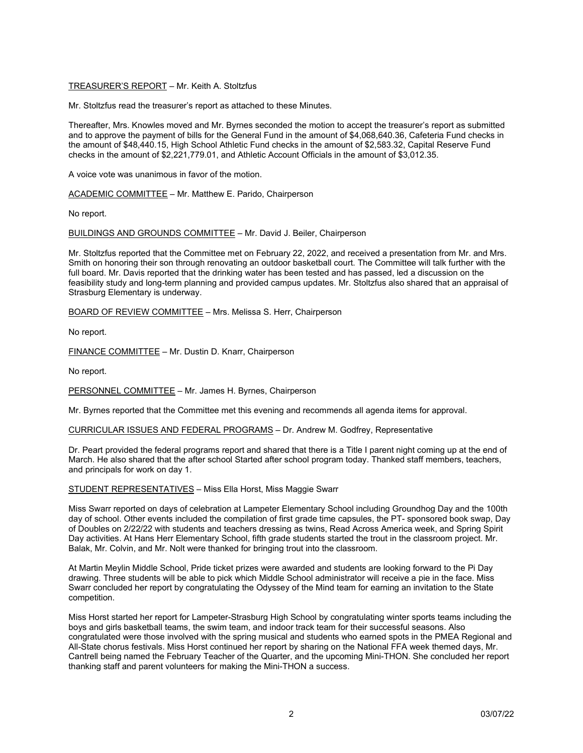TREASURER'S REPORT – Mr. Keith A. Stoltzfus

Mr. Stoltzfus read the treasurer's report as attached to these Minutes.

Thereafter, Mrs. Knowles moved and Mr. Byrnes seconded the motion to accept the treasurer's report as submitted and to approve the payment of bills for the General Fund in the amount of $4,068,640.36, Cafeteria Fund checks in the amount of $48,440.15, High School Athletic Fund checks in the amount of $2,583.32, Capital Reserve Fund checks in the amount of $2,221,779.01, and Athletic Account Officials in the amount of $3,012.35.

A voice vote was unanimous in favor of the motion.

ACADEMIC COMMITTEE – Mr. Matthew E. Parido, Chairperson

No report.

BUILDINGS AND GROUNDS COMMITTEE – Mr. David J. Beiler, Chairperson

Mr. Stoltzfus reported that the Committee met on February 22, 2022, and received a presentation from Mr. and Mrs. Smith on honoring their son through renovating an outdoor basketball court. The Committee will talk further with the full board. Mr. Davis reported that the drinking water has been tested and has passed, led a discussion on the feasibility study and long-term planning and provided campus updates. Mr. Stoltzfus also shared that an appraisal of Strasburg Elementary is underway.

BOARD OF REVIEW COMMITTEE – Mrs. Melissa S. Herr, Chairperson

No report.

FINANCE COMMITTEE – Mr. Dustin D. Knarr, Chairperson

No report.

PERSONNEL COMMITTEE – Mr. James H. Byrnes, Chairperson

Mr. Byrnes reported that the Committee met this evening and recommends all agenda items for approval.

CURRICULAR ISSUES AND FEDERAL PROGRAMS – Dr. Andrew M. Godfrey, Representative

Dr. Peart provided the federal programs report and shared that there is a Title I parent night coming up at the end of March. He also shared that the after school Started after school program today. Thanked staff members, teachers, and principals for work on day 1.

STUDENT REPRESENTATIVES – Miss Ella Horst, Miss Maggie Swarr

Miss Swarr reported on days of celebration at Lampeter Elementary School including Groundhog Day and the 100th day of school. Other events included the compilation of first grade time capsules, the PT- sponsored book swap, Day of Doubles on 2/22/22 with students and teachers dressing as twins, Read Across America week, and Spring Spirit Day activities. At Hans Herr Elementary School, fifth grade students started the trout in the classroom project. Mr. Balak, Mr. Colvin, and Mr. Nolt were thanked for bringing trout into the classroom.

At Martin Meylin Middle School, Pride ticket prizes were awarded and students are looking forward to the Pi Day drawing. Three students will be able to pick which Middle School administrator will receive a pie in the face. Miss Swarr concluded her report by congratulating the Odyssey of the Mind team for earning an invitation to the State competition.

Miss Horst started her report for Lampeter-Strasburg High School by congratulating winter sports teams including the boys and girls basketball teams, the swim team, and indoor track team for their successful seasons. Also congratulated were those involved with the spring musical and students who earned spots in the PMEA Regional and All-State chorus festivals. Miss Horst continued her report by sharing on the National FFA week themed days, Mr. Cantrell being named the February Teacher of the Quarter, and the upcoming Mini-THON. She concluded her report thanking staff and parent volunteers for making the Mini-THON a success.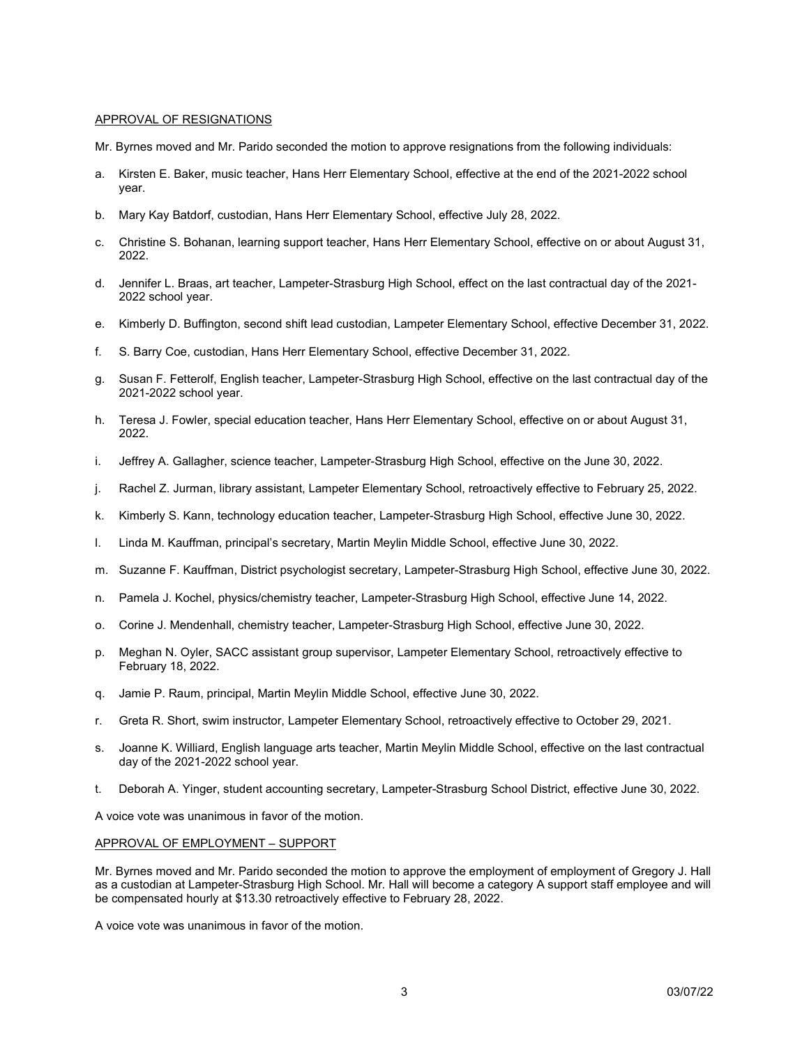APPROVAL OF RESIGNATIONS

Mr. Byrnes moved and Mr. Parido seconded the motion to approve resignations from the following individuals:

a. Kirsten E. Baker, music teacher, Hans Herr Elementary School, effective at the end of the 2021-2022 school year.

b. Mary Kay Batdorf, custodian, Hans Herr Elementary School, effective July 28, 2022.

c. Christine S. Bohanan, learning support teacher, Hans Herr Elementary School, effective on or about August 31, 2022.

d. Jennifer L. Braas, art teacher, Lampeter-Strasburg High School, effect on the last contractual day of the 2021-2022 school year.

e. Kimberly D. Buffington, second shift lead custodian, Lampeter Elementary School, effective December 31, 2022.

f. S. Barry Coe, custodian, Hans Herr Elementary School, effective December 31, 2022.

g. Susan F. Fetterolf, English teacher, Lampeter-Strasburg High School, effective on the last contractual day of the 2021-2022 school year.

h. Teresa J. Fowler, special education teacher, Hans Herr Elementary School, effective on or about August 31, 2022.

i. Jeffrey A. Gallagher, science teacher, Lampeter-Strasburg High School, effective on the June 30, 2022.

j. Rachel Z. Jurman, library assistant, Lampeter Elementary School, retroactively effective to February 25, 2022.

k. Kimberly S. Kann, technology education teacher, Lampeter-Strasburg High School, effective June 30, 2022.

l. Linda M. Kauffman, principal's secretary, Martin Meylin Middle School, effective June 30, 2022.

m. Suzanne F. Kauffman, District psychologist secretary, Lampeter-Strasburg High School, effective June 30, 2022.

n. Pamela J. Kochel, physics/chemistry teacher, Lampeter-Strasburg High School, effective June 14, 2022.

o. Corine J. Mendenhall, chemistry teacher, Lampeter-Strasburg High School, effective June 30, 2022.

p. Meghan N. Oyler, SACC assistant group supervisor, Lampeter Elementary School, retroactively effective to February 18, 2022.

q. Jamie P. Raum, principal, Martin Meylin Middle School, effective June 30, 2022.

r. Greta R. Short, swim instructor, Lampeter Elementary School, retroactively effective to October 29, 2021.

s. Joanne K. Williard, English language arts teacher, Martin Meylin Middle School, effective on the last contractual day of the 2021-2022 school year.

t. Deborah A. Yinger, student accounting secretary, Lampeter-Strasburg School District, effective June 30, 2022.

A voice vote was unanimous in favor of the motion.

APPROVAL OF EMPLOYMENT – SUPPORT

Mr. Byrnes moved and Mr. Parido seconded the motion to approve the employment of employment of Gregory J. Hall as a custodian at Lampeter-Strasburg High School. Mr. Hall will become a category A support staff employee and will be compensated hourly at $13.30 retroactively effective to February 28, 2022.

A voice vote was unanimous in favor of the motion.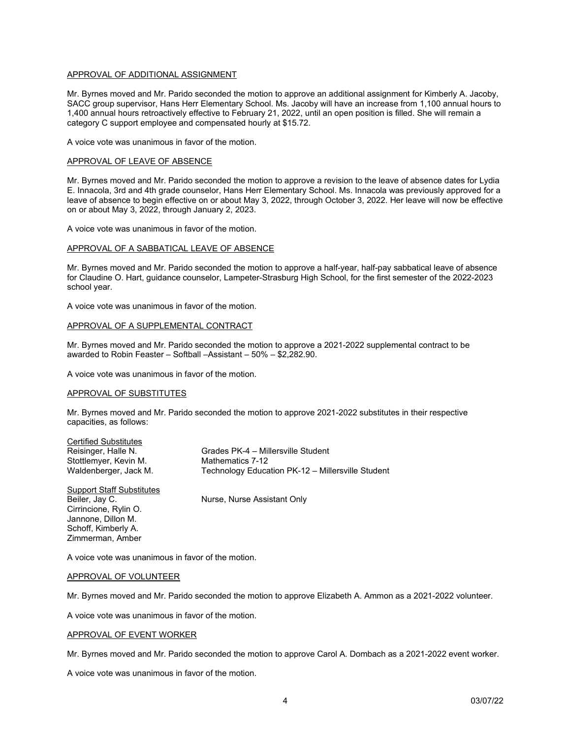APPROVAL OF ADDITIONAL ASSIGNMENT

Mr. Byrnes moved and Mr. Parido seconded the motion to approve an additional assignment for Kimberly A. Jacoby, SACC group supervisor, Hans Herr Elementary School. Ms. Jacoby will have an increase from 1,100 annual hours to 1,400 annual hours retroactively effective to February 21, 2022, until an open position is filled. She will remain a category C support employee and compensated hourly at $15.72.

A voice vote was unanimous in favor of the motion.

APPROVAL OF LEAVE OF ABSENCE

Mr. Byrnes moved and Mr. Parido seconded the motion to approve a revision to the leave of absence dates for Lydia E. Innacola, 3rd and 4th grade counselor, Hans Herr Elementary School. Ms. Innacola was previously approved for a leave of absence to begin effective on or about May 3, 2022, through October 3, 2022. Her leave will now be effective on or about May 3, 2022, through January 2, 2023.

A voice vote was unanimous in favor of the motion.

APPROVAL OF A SABBATICAL LEAVE OF ABSENCE

Mr. Byrnes moved and Mr. Parido seconded the motion to approve a half-year, half-pay sabbatical leave of absence for Claudine O. Hart, guidance counselor, Lampeter-Strasburg High School, for the first semester of the 2022-2023 school year.

A voice vote was unanimous in favor of the motion.

APPROVAL OF A SUPPLEMENTAL CONTRACT

Mr. Byrnes moved and Mr. Parido seconded the motion to approve a 2021-2022 supplemental contract to be awarded to Robin Feaster – Softball –Assistant – 50% – $2,282.90.

A voice vote was unanimous in favor of the motion.

APPROVAL OF SUBSTITUTES

Mr. Byrnes moved and Mr. Parido seconded the motion to approve 2021-2022 substitutes in their respective capacities, as follows:

Certified Substitutes

| | |
|---|---|
| Reisinger, Halle N. | Grades PK-4 – Millersville Student |
| Stottlemyer, Kevin M. | Mathematics 7-12 |
| Waldenberger, Jack M. | Technology Education PK-12 – Millersville Student |

Support Staff Substitutes

| | |
|---|---|
| Beiler, Jay C. | Nurse, Nurse Assistant Only |
| Cirrincione, Rylin O. | |
| Jannone, Dillon M. | |
| Schoff, Kimberly A. | |
| Zimmerman, Amber | |

A voice vote was unanimous in favor of the motion.

APPROVAL OF VOLUNTEER

Mr. Byrnes moved and Mr. Parido seconded the motion to approve Elizabeth A. Ammon as a 2021-2022 volunteer.

A voice vote was unanimous in favor of the motion.

APPROVAL OF EVENT WORKER

Mr. Byrnes moved and Mr. Parido seconded the motion to approve Carol A. Dombach as a 2021-2022 event worker.

A voice vote was unanimous in favor of the motion.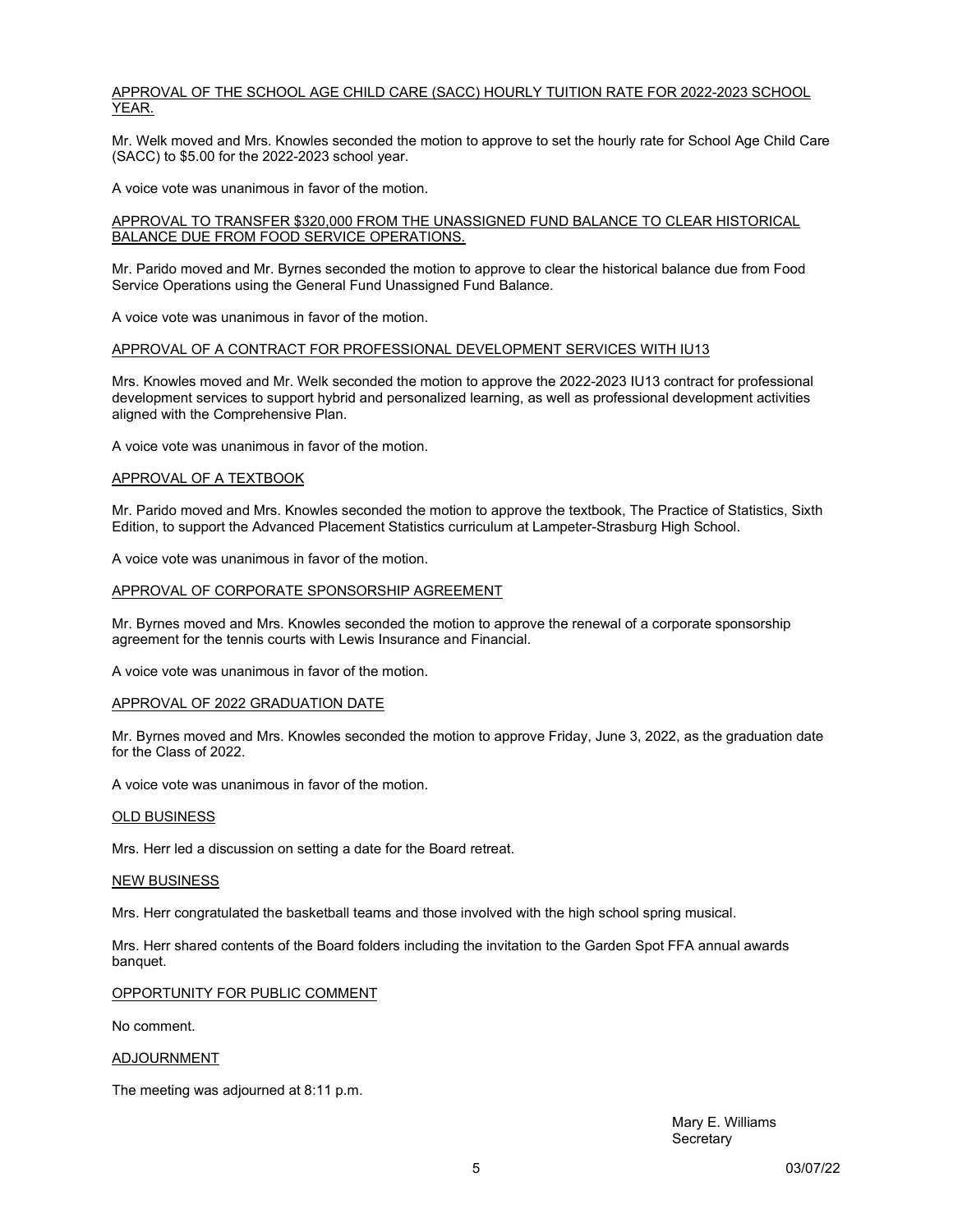APPROVAL OF THE SCHOOL AGE CHILD CARE (SACC) HOURLY TUITION RATE FOR 2022-2023 SCHOOL YEAR.

Mr. Welk moved and Mrs. Knowles seconded the motion to approve to set the hourly rate for School Age Child Care (SACC) to $5.00 for the 2022-2023 school year.

A voice vote was unanimous in favor of the motion.

APPROVAL TO TRANSFER $320,000 FROM THE UNASSIGNED FUND BALANCE TO CLEAR HISTORICAL BALANCE DUE FROM FOOD SERVICE OPERATIONS.

Mr. Parido moved and Mr. Byrnes seconded the motion to approve to clear the historical balance due from Food Service Operations using the General Fund Unassigned Fund Balance.

A voice vote was unanimous in favor of the motion.

APPROVAL OF A CONTRACT FOR PROFESSIONAL DEVELOPMENT SERVICES WITH IU13

Mrs. Knowles moved and Mr. Welk seconded the motion to approve the 2022-2023 IU13 contract for professional development services to support hybrid and personalized learning, as well as professional development activities aligned with the Comprehensive Plan.

A voice vote was unanimous in favor of the motion.

APPROVAL OF A TEXTBOOK

Mr. Parido moved and Mrs. Knowles seconded the motion to approve the textbook, The Practice of Statistics, Sixth Edition, to support the Advanced Placement Statistics curriculum at Lampeter-Strasburg High School.

A voice vote was unanimous in favor of the motion.

APPROVAL OF CORPORATE SPONSORSHIP AGREEMENT

Mr. Byrnes moved and Mrs. Knowles seconded the motion to approve the renewal of a corporate sponsorship agreement for the tennis courts with Lewis Insurance and Financial.

A voice vote was unanimous in favor of the motion.

APPROVAL OF 2022 GRADUATION DATE

Mr. Byrnes moved and Mrs. Knowles seconded the motion to approve Friday, June 3, 2022, as the graduation date for the Class of 2022.

A voice vote was unanimous in favor of the motion.

OLD BUSINESS

Mrs. Herr led a discussion on setting a date for the Board retreat.

NEW BUSINESS

Mrs. Herr congratulated the basketball teams and those involved with the high school spring musical.

Mrs. Herr shared contents of the Board folders including the invitation to the Garden Spot FFA annual awards banquet.

OPPORTUNITY FOR PUBLIC COMMENT

No comment.

ADJOURNMENT

The meeting was adjourned at 8:11 p.m.

Mary E. Williams
Secretary